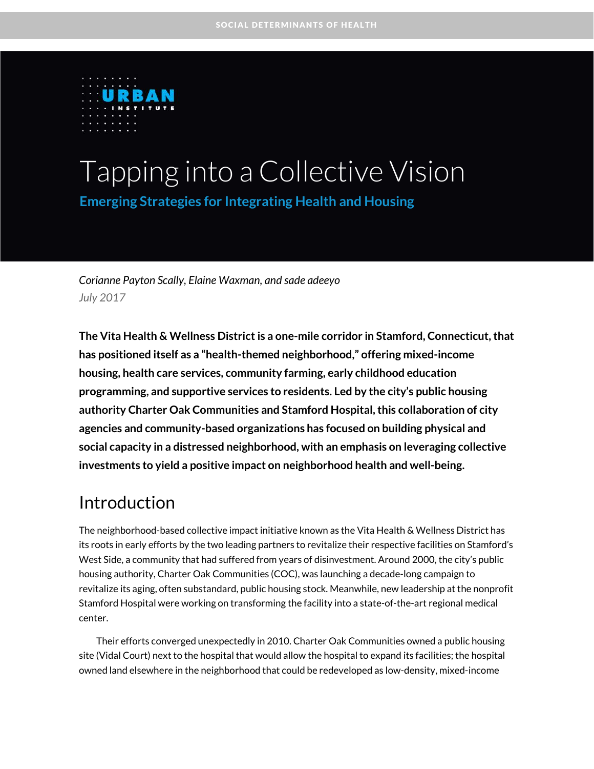# Tapping into a Collective Vision

## Emerging Strategies for Integrating Health and Housing

*Corianne Payton Scally, Elaine Waxman, and sade adeeyo*

*July 2017*

**The Vita Health & Wellness District is a one-mile corridor in Stamford, Connecticut, that has positioned itself as a "health-themed neighborhood," offering mixed-income housing, health care services, community farming, early childhood education programming, and supportive services to residents. Led by the city's public housing authority Charter Oak Communities and Stamford Hospital, this collaboration of city agencies and community-based organizations has focused on building physical and social capacity in a distressed neighborhood, with an emphasis on leveraging collective investments to yield a positive impact on neighborhood health and well-being.**

## Introduction

The neighborhood-based collective impact initiative known as the Vita Health & Wellness District has its roots in early efforts by the two leading partners to revitalize their respective facilities on Stamford's West Side, a community that had suffered from years of disinvestment. Around 2000, the city's public housing authority, Charter Oak Communities (COC), was launching a decade-long campaign to revitalize its aging, often substandard, public housing stock. Meanwhile, new leadership at the nonprofit Stamford Hospital were working on transforming the facility into a state-of-the-art regional medical center.

Their efforts converged unexpectedly in 2010. Charter Oak Communities owned a public housing site (Vidal Court) next to the hospital that would allow the hospital to expand its facilities; the hospital owned land elsewhere in the neighborhood that could be redeveloped as low-density, mixed-income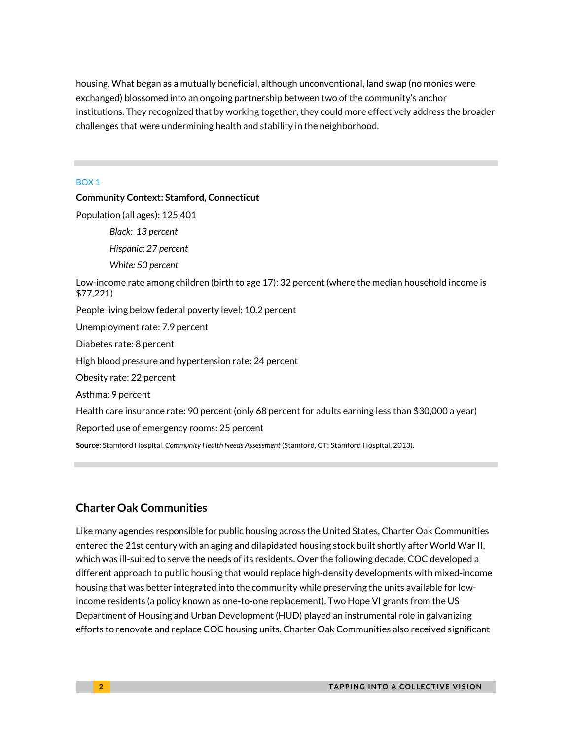housing. What began as a mutually beneficial, although unconventional, land swap (no monies were exchanged) blossomed into an ongoing partnership between two of the community's anchor institutions. They recognized that by working together, they could more effectively address the broader challenges that were undermining health and stability in the neighborhood.

---

BOX 1

**Community Context: Stamford, Connecticut**

Population (all ages): 125,401

*Black: 13 percent*

*Hispanic: 27 percent*

*White: 50 percent*

Low-income rate among children (birth to age 17): 32 percent (where the median household income is $77,221)

People living below federal poverty level: 10.2 percent

Unemployment rate: 7.9 percent

Diabetes rate: 8 percent

High blood pressure and hypertension rate: 24 percent

Obesity rate: 22 percent

Asthma: 9 percent

Health care insurance rate: 90 percent (only 68 percent for adults earning less than $30,000 a year)

Reported use of emergency rooms: 25 percent

**Source:** Stamford Hospital, *Community Health Needs Assessment* (Stamford, CT: Stamford Hospital, 2013).

---

## Charter Oak Communities

Like many agencies responsible for public housing across the United States, Charter Oak Communities entered the 21st century with an aging and dilapidated housing stock built shortly after World War II, which was ill-suited to serve the needs of its residents. Over the following decade, COC developed a different approach to public housing that would replace high-density developments with mixed-income housing that was better integrated into the community while preserving the units available for low-income residents (a policy known as one-to-one replacement). Two Hope VI grants from the US Department of Housing and Urban Development (HUD) played an instrumental role in galvanizing efforts to renovate and replace COC housing units. Charter Oak Communities also received significant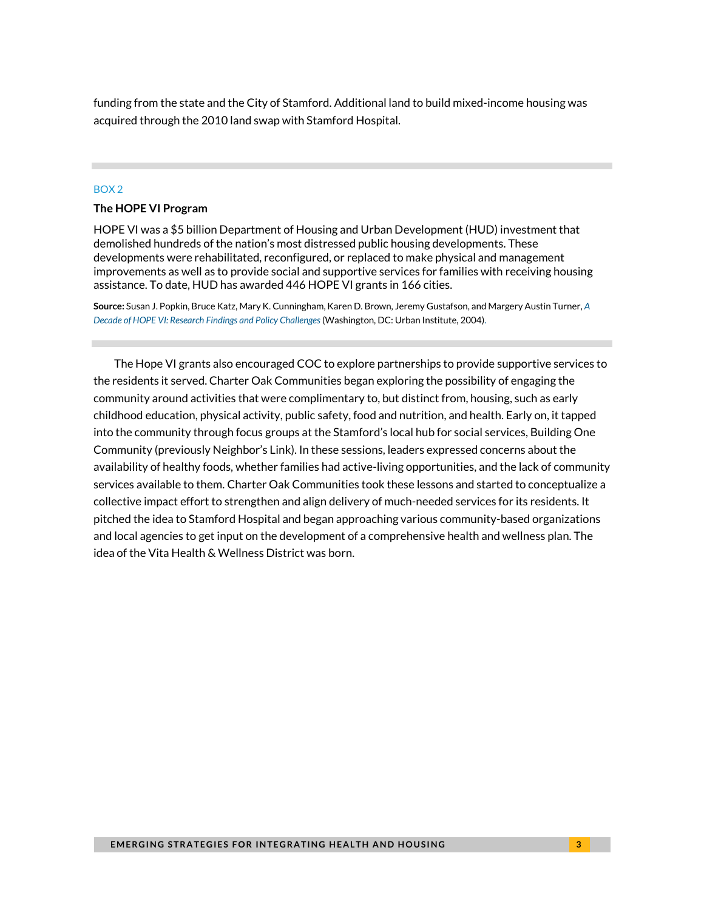funding from the state and the City of Stamford. Additional land to build mixed-income housing was acquired through the 2010 land swap with Stamford Hospital.

---

BOX 2

**The HOPE VI Program**

HOPE VI was a $5 billion Department of Housing and Urban Development (HUD) investment that demolished hundreds of the nation's most distressed public housing developments. These developments were rehabilitated, reconfigured, or replaced to make physical and management improvements as well as to provide social and supportive services for families with receiving housing assistance. To date, HUD has awarded 446 HOPE VI grants in 166 cities.

**Source:** Susan J. Popkin, Bruce Katz, Mary K. Cunningham, Karen D. Brown, Jeremy Gustafson, and Margery Austin Turner, *A Decade of HOPE VI: Research Findings and Policy Challenges* (Washington, DC: Urban Institute, 2004).

---

The Hope VI grants also encouraged COC to explore partnerships to provide supportive services to the residents it served. Charter Oak Communities began exploring the possibility of engaging the community around activities that were complimentary to, but distinct from, housing, such as early childhood education, physical activity, public safety, food and nutrition, and health. Early on, it tapped into the community through focus groups at the Stamford's local hub for social services, Building One Community (previously Neighbor's Link). In these sessions, leaders expressed concerns about the availability of healthy foods, whether families had active-living opportunities, and the lack of community services available to them. Charter Oak Communities took these lessons and started to conceptualize a collective impact effort to strengthen and align delivery of much-needed services for its residents. It pitched the idea to Stamford Hospital and began approaching various community-based organizations and local agencies to get input on the development of a comprehensive health and wellness plan. The idea of the Vita Health & Wellness District was born.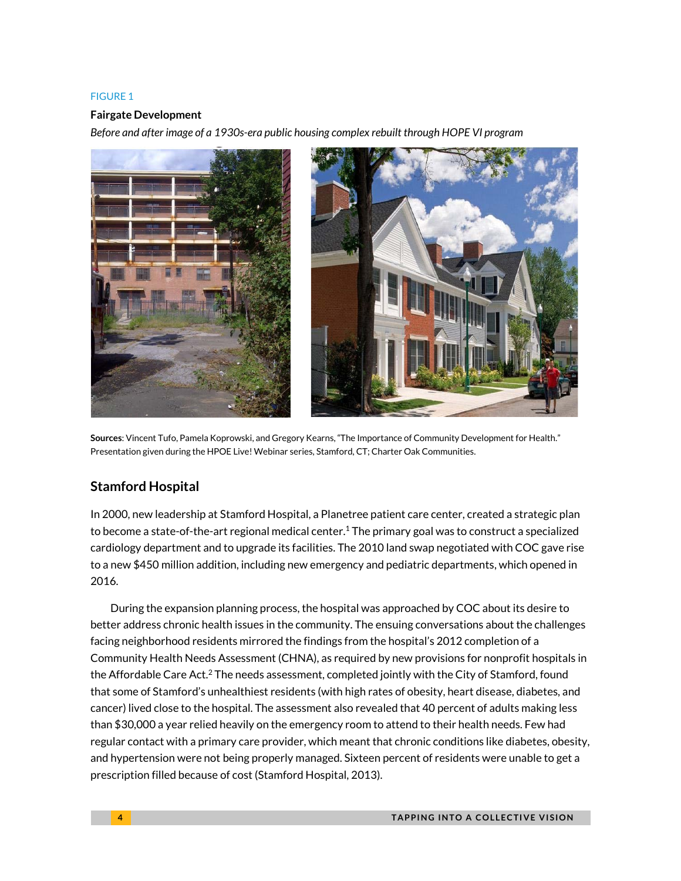FIGURE 1

**Fairgate Development**

*Before and after image of a 1930s-era public housing complex rebuilt through HOPE VI program*

**Sources**: Vincent Tufo, Pamela Koprowski, and Gregory Kearns, "The Importance of Community Development for Health." Presentation given during the HPOE Live! Webinar series, Stamford, CT; Charter Oak Communities.

## Stamford Hospital

In 2000, new leadership at Stamford Hospital, a Planetree patient care center, created a strategic plan to become a state-of-the-art regional medical center.[1] The primary goal was to construct a specialized cardiology department and to upgrade its facilities. The 2010 land swap negotiated with COC gave rise to a new $450 million addition, including new emergency and pediatric departments, which opened in 2016.

During the expansion planning process, the hospital was approached by COC about its desire to better address chronic health issues in the community. The ensuing conversations about the challenges facing neighborhood residents mirrored the findings from the hospital's 2012 completion of a Community Health Needs Assessment (CHNA), as required by new provisions for nonprofit hospitals in the Affordable Care Act.[2] The needs assessment, completed jointly with the City of Stamford, found that some of Stamford's unhealthiest residents (with high rates of obesity, heart disease, diabetes, and cancer) lived close to the hospital. The assessment also revealed that 40 percent of adults making less than $30,000 a year relied heavily on the emergency room to attend to their health needs. Few had regular contact with a primary care provider, which meant that chronic conditions like diabetes, obesity, and hypertension were not being properly managed. Sixteen percent of residents were unable to get a prescription filled because of cost (Stamford Hospital, 2013).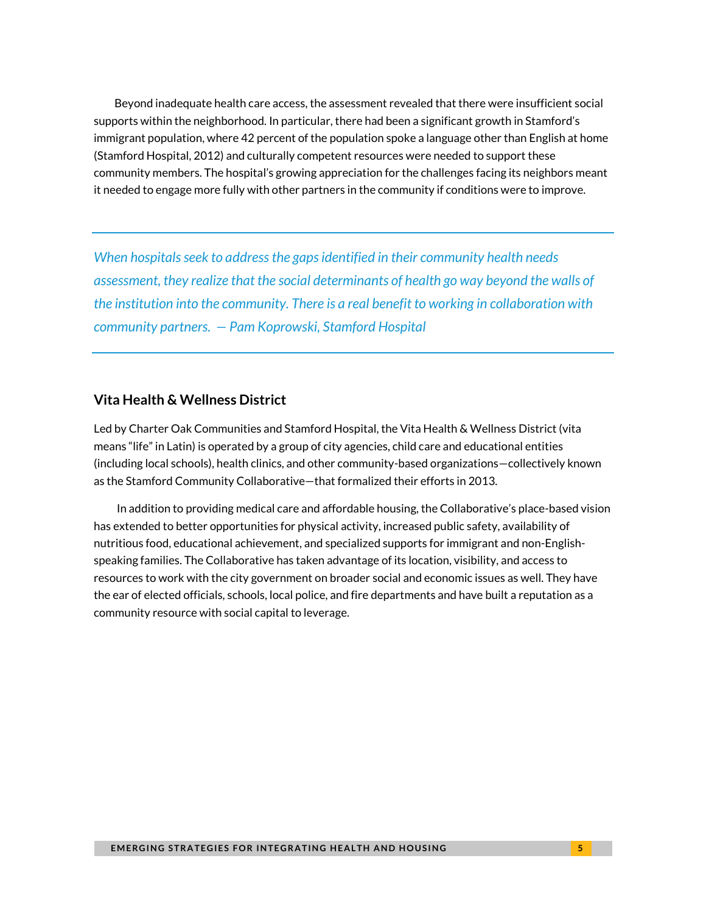Beyond inadequate health care access, the assessment revealed that there were insufficient social supports within the neighborhood. In particular, there had been a significant growth in Stamford's immigrant population, where 42 percent of the population spoke a language other than English at home (Stamford Hospital, 2012) and culturally competent resources were needed to support these community members. The hospital's growing appreciation for the challenges facing its neighbors meant it needed to engage more fully with other partners in the community if conditions were to improve.

---

*When hospitals seek to address the gaps identified in their community health needs assessment, they realize that the social determinants of health go way beyond the walls of the institution into the community. There is a real benefit to working in collaboration with community partners. — Pam Koprowski, Stamford Hospital*

---

### Vita Health & Wellness District

Led by Charter Oak Communities and Stamford Hospital, the Vita Health & Wellness District (vita means "life" in Latin) is operated by a group of city agencies, child care and educational entities (including local schools), health clinics, and other community-based organizations—collectively known as the Stamford Community Collaborative—that formalized their efforts in 2013.

In addition to providing medical care and affordable housing, the Collaborative's place-based vision has extended to better opportunities for physical activity, increased public safety, availability of nutritious food, educational achievement, and specialized supports for immigrant and non-English-speaking families. The Collaborative has taken advantage of its location, visibility, and access to resources to work with the city government on broader social and economic issues as well. They have the ear of elected officials, schools, local police, and fire departments and have built a reputation as a community resource with social capital to leverage.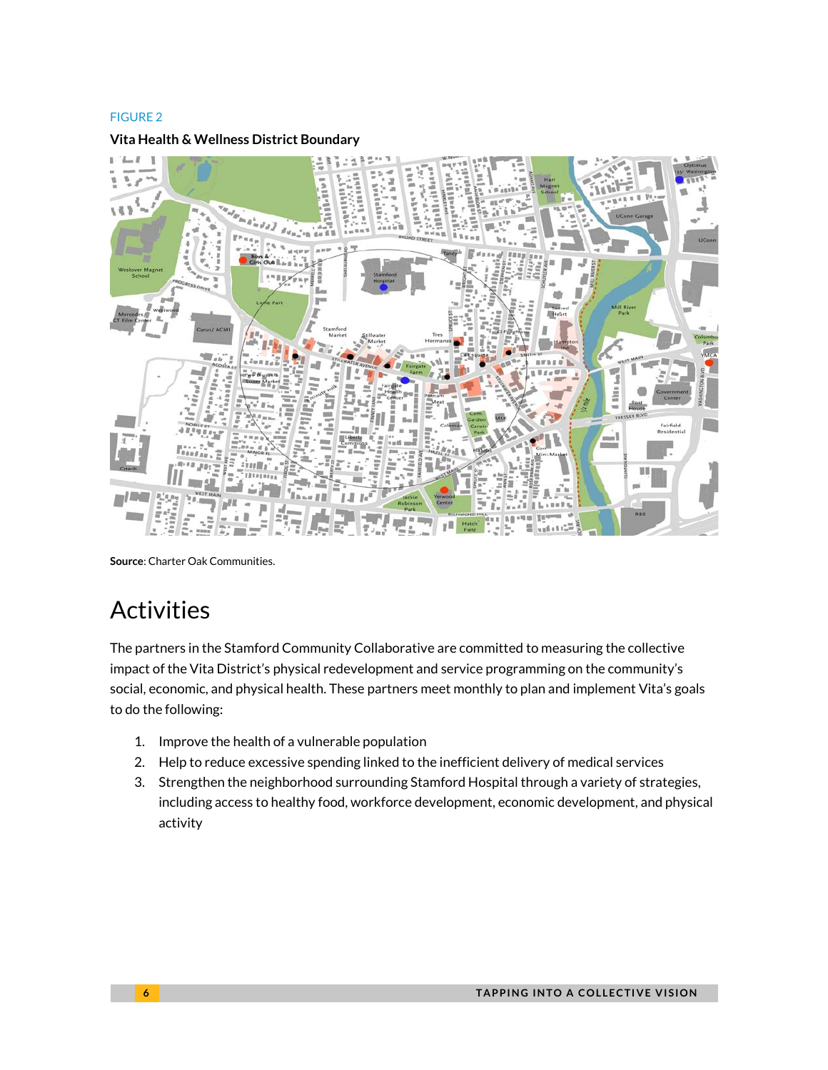FIGURE 2

**Vita Health & Wellness District Boundary**

**Source**: Charter Oak Communities.

# Activities

The partners in the Stamford Community Collaborative are committed to measuring the collective impact of the Vita District's physical redevelopment and service programming on the community's social, economic, and physical health. These partners meet monthly to plan and implement Vita's goals to do the following:

1. Improve the health of a vulnerable population
2. Help to reduce excessive spending linked to the inefficient delivery of medical services
3. Strengthen the neighborhood surrounding Stamford Hospital through a variety of strategies, including access to healthy food, workforce development, economic development, and physical activity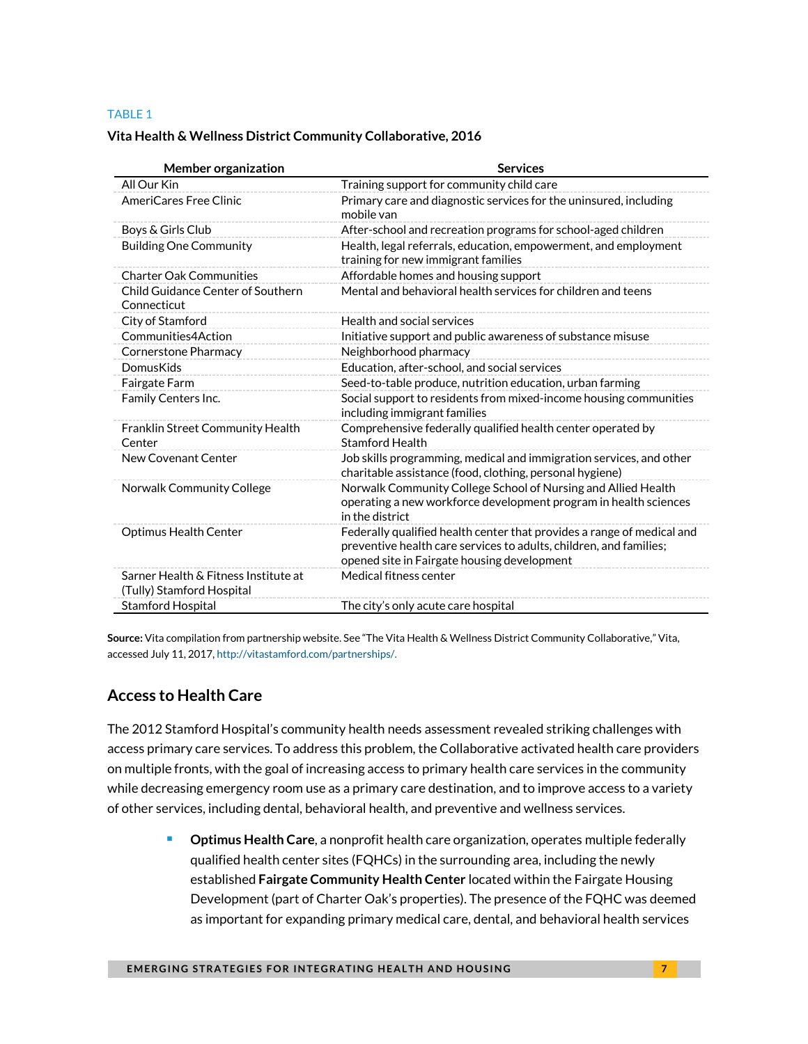TABLE 1

**Vita Health & Wellness District Community Collaborative, 2016**

| Member organization | Services |
|---|---|
| All Our Kin | Training support for community child care |
| AmeriCares Free Clinic | Primary care and diagnostic services for the uninsured, including mobile van |
| Boys & Girls Club | After-school and recreation programs for school-aged children |
| Building One Community | Health, legal referrals, education, empowerment, and employment training for new immigrant families |
| Charter Oak Communities | Affordable homes and housing support |
| Child Guidance Center of Southern Connecticut | Mental and behavioral health services for children and teens |
| City of Stamford | Health and social services |
| Communities4Action | Initiative support and public awareness of substance misuse |
| Cornerstone Pharmacy | Neighborhood pharmacy |
| DomusKids | Education, after-school, and social services |
| Fairgate Farm | Seed-to-table produce, nutrition education, urban farming |
| Family Centers Inc. | Social support to residents from mixed-income housing communities including immigrant families |
| Franklin Street Community Health Center | Comprehensive federally qualified health center operated by Stamford Health |
| New Covenant Center | Job skills programming, medical and immigration services, and other charitable assistance (food, clothing, personal hygiene) |
| Norwalk Community College | Norwalk Community College School of Nursing and Allied Health operating a new workforce development program in health sciences in the district |
| Optimus Health Center | Federally qualified health center that provides a range of medical and preventive health care services to adults, children, and families; opened site in Fairgate housing development |
| Sarner Health & Fitness Institute at (Tully) Stamford Hospital | Medical fitness center |
| Stamford Hospital | The city's only acute care hospital |

**Source:** Vita compilation from partnership website. See "The Vita Health & Wellness District Community Collaborative," Vita, accessed July 11, 2017, http://vitastamford.com/partnerships/.

## Access to Health Care

The 2012 Stamford Hospital's community health needs assessment revealed striking challenges with access primary care services. To address this problem, the Collaborative activated health care providers on multiple fronts, with the goal of increasing access to primary health care services in the community while decreasing emergency room use as a primary care destination, and to improve access to a variety of other services, including dental, behavioral health, and preventive and wellness services.

- **Optimus Health Care**, a nonprofit health care organization, operates multiple federally qualified health center sites (FQHCs) in the surrounding area, including the newly established **Fairgate Community Health Center** located within the Fairgate Housing Development (part of Charter Oak's properties). The presence of the FQHC was deemed as important for expanding primary medical care, dental, and behavioral health services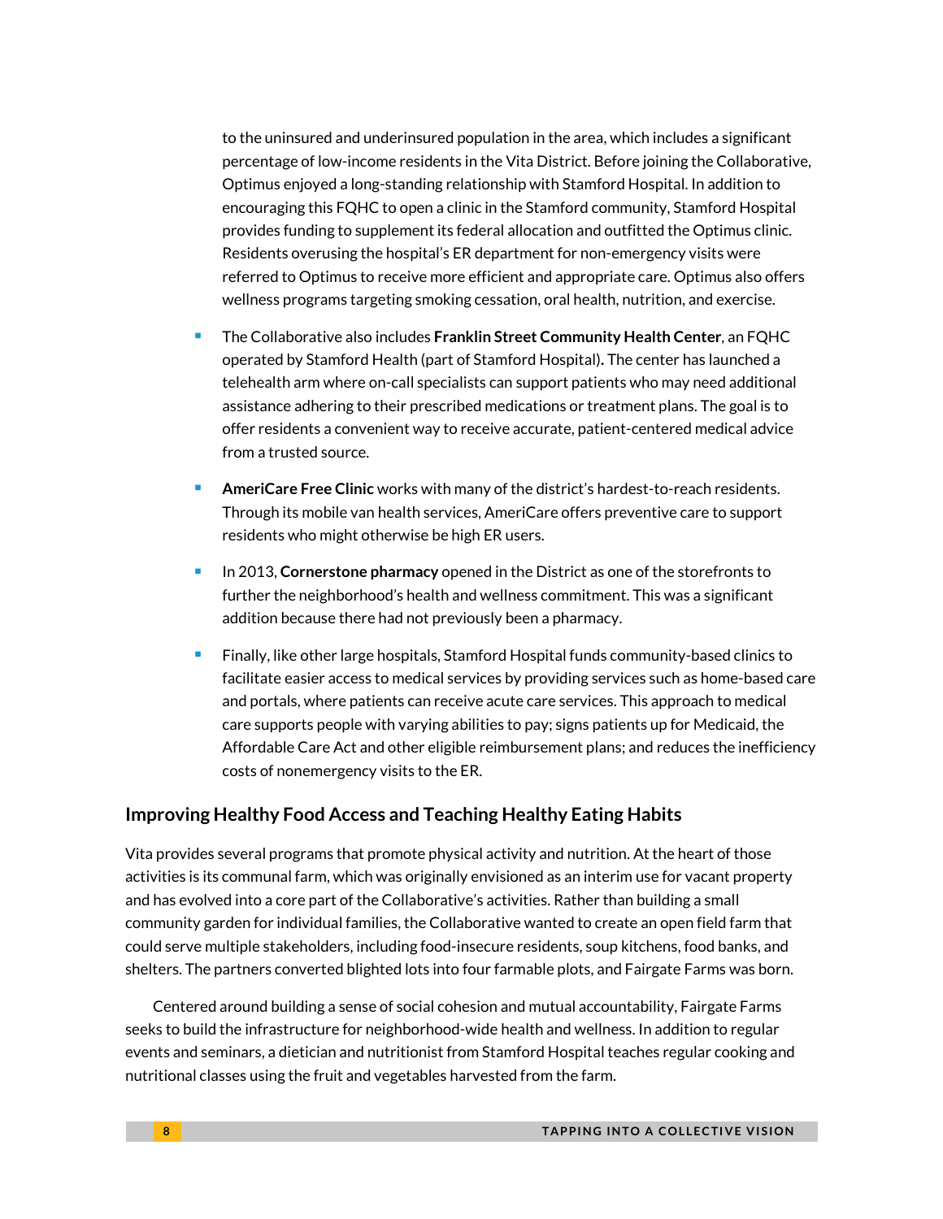to the uninsured and underinsured population in the area, which includes a significant percentage of low-income residents in the Vita District. Before joining the Collaborative, Optimus enjoyed a long-standing relationship with Stamford Hospital. In addition to encouraging this FQHC to open a clinic in the Stamford community, Stamford Hospital provides funding to supplement its federal allocation and outfitted the Optimus clinic. Residents overusing the hospital's ER department for non-emergency visits were referred to Optimus to receive more efficient and appropriate care. Optimus also offers wellness programs targeting smoking cessation, oral health, nutrition, and exercise.

- The Collaborative also includes **Franklin Street Community Health Center**, an FQHC operated by Stamford Health (part of Stamford Hospital). The center has launched a telehealth arm where on-call specialists can support patients who may need additional assistance adhering to their prescribed medications or treatment plans. The goal is to offer residents a convenient way to receive accurate, patient-centered medical advice from a trusted source.

- **AmeriCare Free Clinic** works with many of the district's hardest-to-reach residents. Through its mobile van health services, AmeriCare offers preventive care to support residents who might otherwise be high ER users.

- In 2013, **Cornerstone pharmacy** opened in the District as one of the storefronts to further the neighborhood's health and wellness commitment. This was a significant addition because there had not previously been a pharmacy.

- Finally, like other large hospitals, Stamford Hospital funds community-based clinics to facilitate easier access to medical services by providing services such as home-based care and portals, where patients can receive acute care services. This approach to medical care supports people with varying abilities to pay; signs patients up for Medicaid, the Affordable Care Act and other eligible reimbursement plans; and reduces the inefficiency costs of nonemergency visits to the ER.

## Improving Healthy Food Access and Teaching Healthy Eating Habits

Vita provides several programs that promote physical activity and nutrition. At the heart of those activities is its communal farm, which was originally envisioned as an interim use for vacant property and has evolved into a core part of the Collaborative's activities. Rather than building a small community garden for individual families, the Collaborative wanted to create an open field farm that could serve multiple stakeholders, including food-insecure residents, soup kitchens, food banks, and shelters. The partners converted blighted lots into four farmable plots, and Fairgate Farms was born.

Centered around building a sense of social cohesion and mutual accountability, Fairgate Farms seeks to build the infrastructure for neighborhood-wide health and wellness. In addition to regular events and seminars, a dietician and nutritionist from Stamford Hospital teaches regular cooking and nutritional classes using the fruit and vegetables harvested from the farm.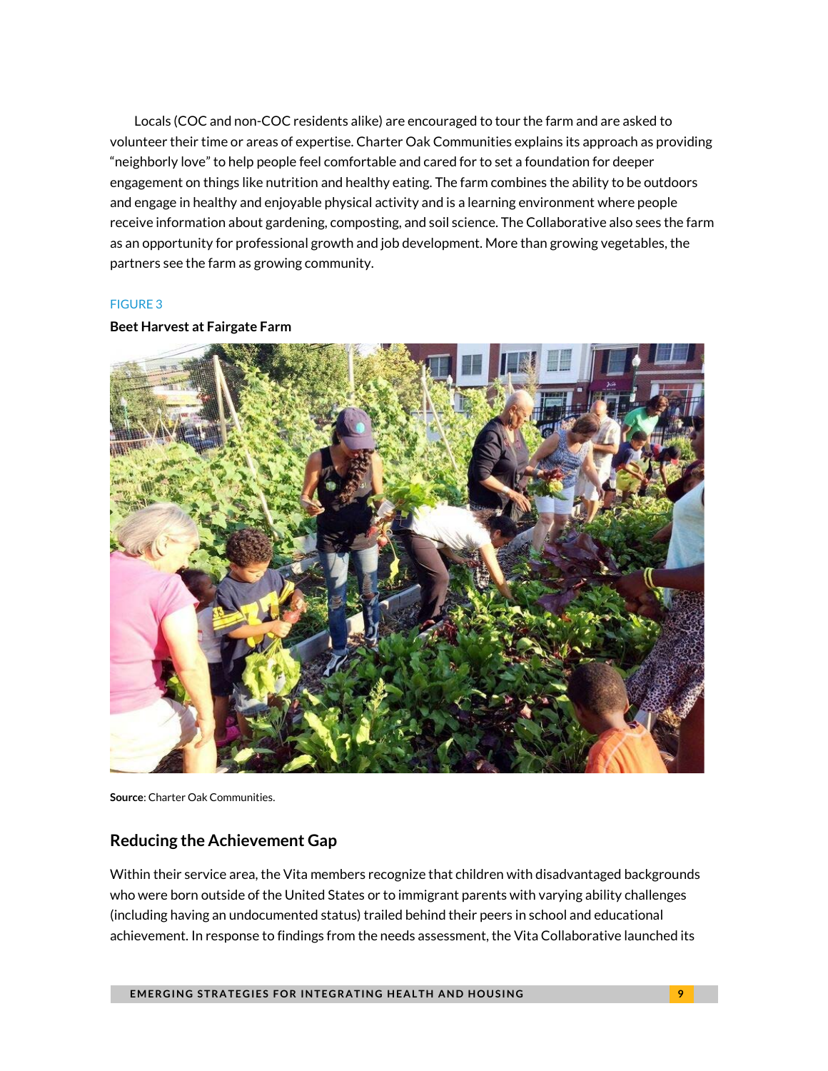Locals (COC and non-COC residents alike) are encouraged to tour the farm and are asked to volunteer their time or areas of expertise. Charter Oak Communities explains its approach as providing "neighborly love" to help people feel comfortable and cared for to set a foundation for deeper engagement on things like nutrition and healthy eating. The farm combines the ability to be outdoors and engage in healthy and enjoyable physical activity and is a learning environment where people receive information about gardening, composting, and soil science. The Collaborative also sees the farm as an opportunity for professional growth and job development. More than growing vegetables, the partners see the farm as growing community.

FIGURE 3

**Beet Harvest at Fairgate Farm**

**Source**: Charter Oak Communities.

## Reducing the Achievement Gap

Within their service area, the Vita members recognize that children with disadvantaged backgrounds who were born outside of the United States or to immigrant parents with varying ability challenges (including having an undocumented status) trailed behind their peers in school and educational achievement. In response to findings from the needs assessment, the Vita Collaborative launched its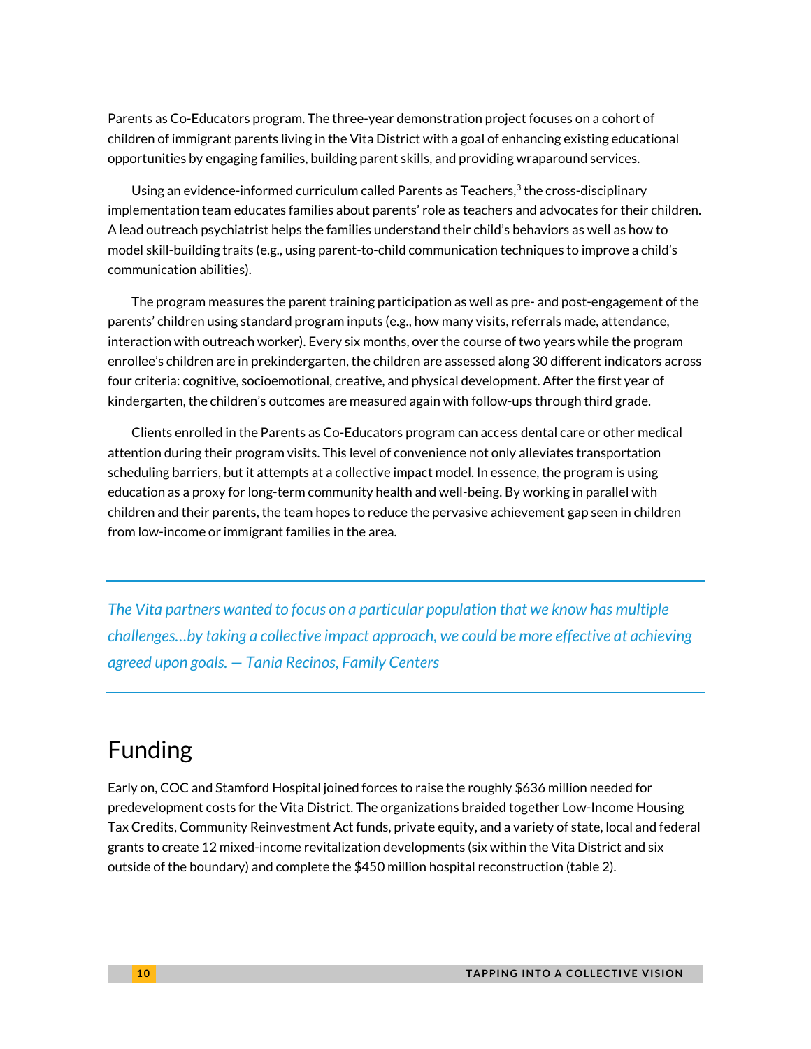Parents as Co-Educators program. The three-year demonstration project focuses on a cohort of children of immigrant parents living in the Vita District with a goal of enhancing existing educational opportunities by engaging families, building parent skills, and providing wraparound services.

Using an evidence-informed curriculum called Parents as Teachers,[3] the cross-disciplinary implementation team educates families about parents' role as teachers and advocates for their children. A lead outreach psychiatrist helps the families understand their child's behaviors as well as how to model skill-building traits (e.g., using parent-to-child communication techniques to improve a child's communication abilities).

The program measures the parent training participation as well as pre- and post-engagement of the parents' children using standard program inputs (e.g., how many visits, referrals made, attendance, interaction with outreach worker). Every six months, over the course of two years while the program enrollee's children are in prekindergarten, the children are assessed along 30 different indicators across four criteria: cognitive, socioemotional, creative, and physical development. After the first year of kindergarten, the children's outcomes are measured again with follow-ups through third grade.

Clients enrolled in the Parents as Co-Educators program can access dental care or other medical attention during their program visits. This level of convenience not only alleviates transportation scheduling barriers, but it attempts at a collective impact model. In essence, the program is using education as a proxy for long-term community health and well-being. By working in parallel with children and their parents, the team hopes to reduce the pervasive achievement gap seen in children from low-income or immigrant families in the area.

---

*The Vita partners wanted to focus on a particular population that we know has multiple challenges…by taking a collective impact approach, we could be more effective at achieving agreed upon goals. — Tania Recinos, Family Centers*

---

## Funding

Early on, COC and Stamford Hospital joined forces to raise the roughly $636 million needed for predevelopment costs for the Vita District. The organizations braided together Low-Income Housing Tax Credits, Community Reinvestment Act funds, private equity, and a variety of state, local and federal grants to create 12 mixed-income revitalization developments (six within the Vita District and six outside of the boundary) and complete the $450 million hospital reconstruction (table 2).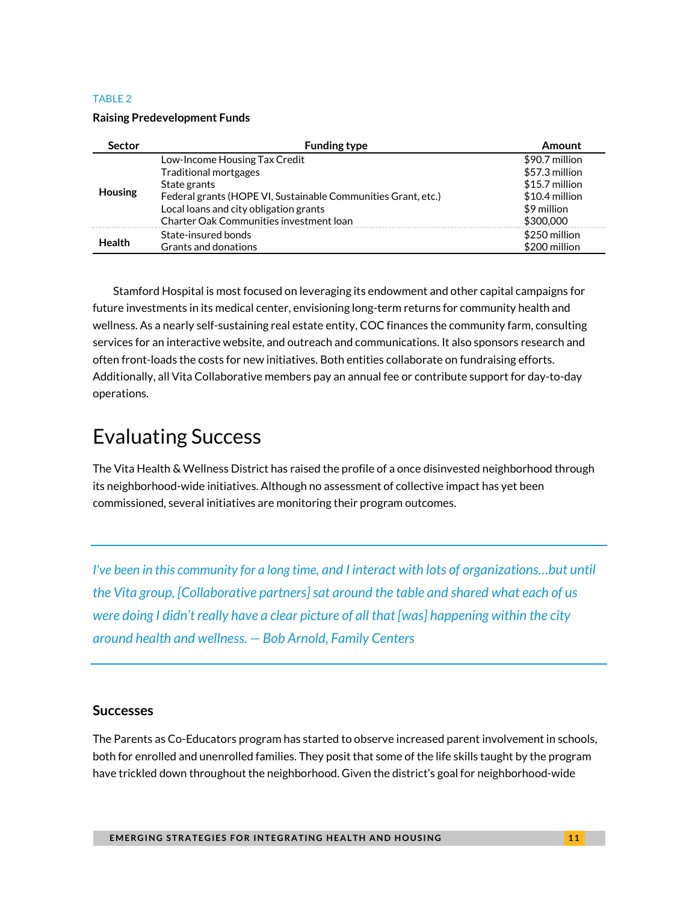TABLE 2

**Raising Predevelopment Funds**

| Sector | Funding type | Amount |
|---|---|---|
| **Housing** | Low-Income Housing Tax Credit | $90.7 million |
| | Traditional mortgages | $57.3 million |
| | State grants | $15.7 million |
| | Federal grants (HOPE VI, Sustainable Communities Grant, etc.) | $10.4 million |
| | Local loans and city obligation grants | $9 million |
| | Charter Oak Communities investment loan | $300,000 |
| **Health** | State-insured bonds | $250 million |
| | Grants and donations | $200 million |

Stamford Hospital is most focused on leveraging its endowment and other capital campaigns for future investments in its medical center, envisioning long-term returns for community health and wellness. As a nearly self-sustaining real estate entity, COC finances the community farm, consulting services for an interactive website, and outreach and communications. It also sponsors research and often front-loads the costs for new initiatives. Both entities collaborate on fundraising efforts. Additionally, all Vita Collaborative members pay an annual fee or contribute support for day-to-day operations.

# Evaluating Success

The Vita Health & Wellness District has raised the profile of a once disinvested neighborhood through its neighborhood-wide initiatives. Although no assessment of collective impact has yet been commissioned, several initiatives are monitoring their program outcomes.

> *I've been in this community for a long time, and I interact with lots of organizations…but until the Vita group, [Collaborative partners] sat around the table and shared what each of us were doing I didn't really have a clear picture of all that [was] happening within the city around health and wellness. — Bob Arnold, Family Centers*

### Successes

The Parents as Co-Educators program has started to observe increased parent involvement in schools, both for enrolled and unenrolled families. They posit that some of the life skills taught by the program have trickled down throughout the neighborhood. Given the district's goal for neighborhood-wide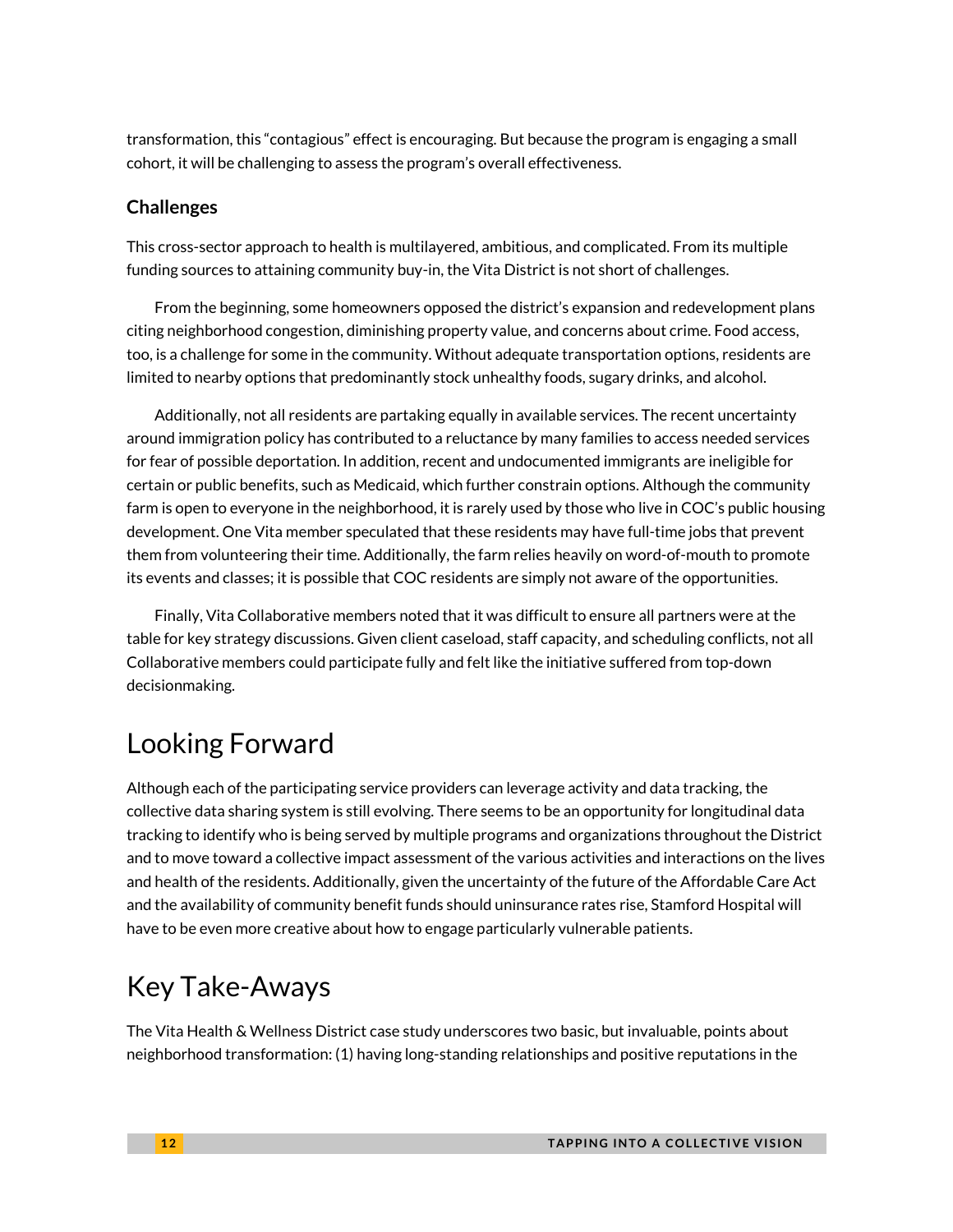transformation, this "contagious" effect is encouraging. But because the program is engaging a small cohort, it will be challenging to assess the program's overall effectiveness.

### Challenges

This cross-sector approach to health is multilayered, ambitious, and complicated. From its multiple funding sources to attaining community buy-in, the Vita District is not short of challenges.

From the beginning, some homeowners opposed the district's expansion and redevelopment plans citing neighborhood congestion, diminishing property value, and concerns about crime. Food access, too, is a challenge for some in the community. Without adequate transportation options, residents are limited to nearby options that predominantly stock unhealthy foods, sugary drinks, and alcohol.

Additionally, not all residents are partaking equally in available services. The recent uncertainty around immigration policy has contributed to a reluctance by many families to access needed services for fear of possible deportation. In addition, recent and undocumented immigrants are ineligible for certain or public benefits, such as Medicaid, which further constrain options. Although the community farm is open to everyone in the neighborhood, it is rarely used by those who live in COC's public housing development. One Vita member speculated that these residents may have full-time jobs that prevent them from volunteering their time. Additionally, the farm relies heavily on word-of-mouth to promote its events and classes; it is possible that COC residents are simply not aware of the opportunities.

Finally, Vita Collaborative members noted that it was difficult to ensure all partners were at the table for key strategy discussions. Given client caseload, staff capacity, and scheduling conflicts, not all Collaborative members could participate fully and felt like the initiative suffered from top-down decisionmaking.

## Looking Forward

Although each of the participating service providers can leverage activity and data tracking, the collective data sharing system is still evolving. There seems to be an opportunity for longitudinal data tracking to identify who is being served by multiple programs and organizations throughout the District and to move toward a collective impact assessment of the various activities and interactions on the lives and health of the residents. Additionally, given the uncertainty of the future of the Affordable Care Act and the availability of community benefit funds should uninsurance rates rise, Stamford Hospital will have to be even more creative about how to engage particularly vulnerable patients.

## Key Take-Aways

The Vita Health & Wellness District case study underscores two basic, but invaluable, points about neighborhood transformation: (1) having long-standing relationships and positive reputations in the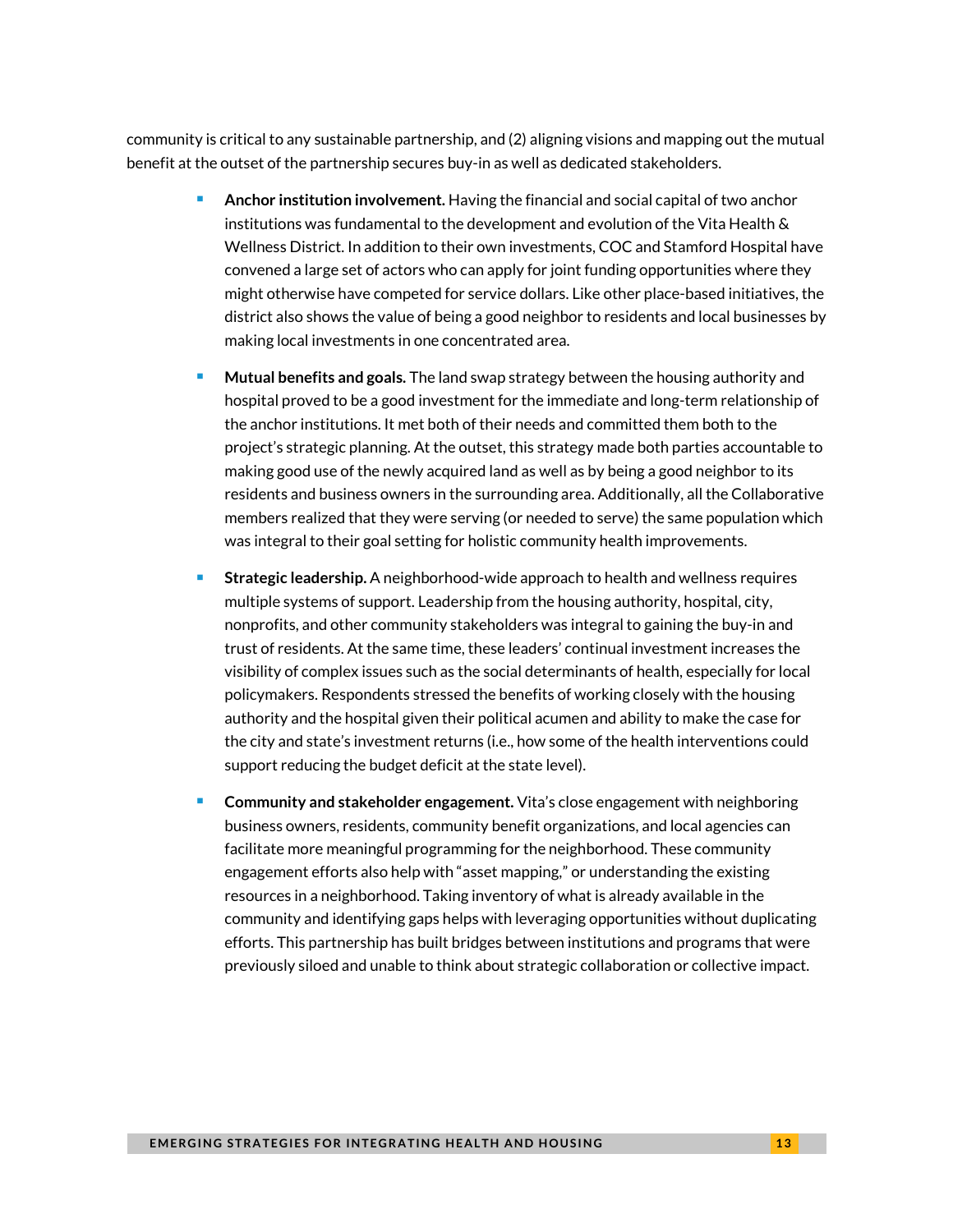community is critical to any sustainable partnership, and (2) aligning visions and mapping out the mutual benefit at the outset of the partnership secures buy-in as well as dedicated stakeholders.

- **Anchor institution involvement.** Having the financial and social capital of two anchor institutions was fundamental to the development and evolution of the Vita Health & Wellness District. In addition to their own investments, COC and Stamford Hospital have convened a large set of actors who can apply for joint funding opportunities where they might otherwise have competed for service dollars. Like other place-based initiatives, the district also shows the value of being a good neighbor to residents and local businesses by making local investments in one concentrated area.
- **Mutual benefits and goals.** The land swap strategy between the housing authority and hospital proved to be a good investment for the immediate and long-term relationship of the anchor institutions. It met both of their needs and committed them both to the project's strategic planning. At the outset, this strategy made both parties accountable to making good use of the newly acquired land as well as by being a good neighbor to its residents and business owners in the surrounding area. Additionally, all the Collaborative members realized that they were serving (or needed to serve) the same population which was integral to their goal setting for holistic community health improvements.
- **Strategic leadership.** A neighborhood-wide approach to health and wellness requires multiple systems of support. Leadership from the housing authority, hospital, city, nonprofits, and other community stakeholders was integral to gaining the buy-in and trust of residents. At the same time, these leaders' continual investment increases the visibility of complex issues such as the social determinants of health, especially for local policymakers. Respondents stressed the benefits of working closely with the housing authority and the hospital given their political acumen and ability to make the case for the city and state's investment returns (i.e., how some of the health interventions could support reducing the budget deficit at the state level).
- **Community and stakeholder engagement.** Vita's close engagement with neighboring business owners, residents, community benefit organizations, and local agencies can facilitate more meaningful programming for the neighborhood. These community engagement efforts also help with "asset mapping," or understanding the existing resources in a neighborhood. Taking inventory of what is already available in the community and identifying gaps helps with leveraging opportunities without duplicating efforts. This partnership has built bridges between institutions and programs that were previously siloed and unable to think about strategic collaboration or collective impact.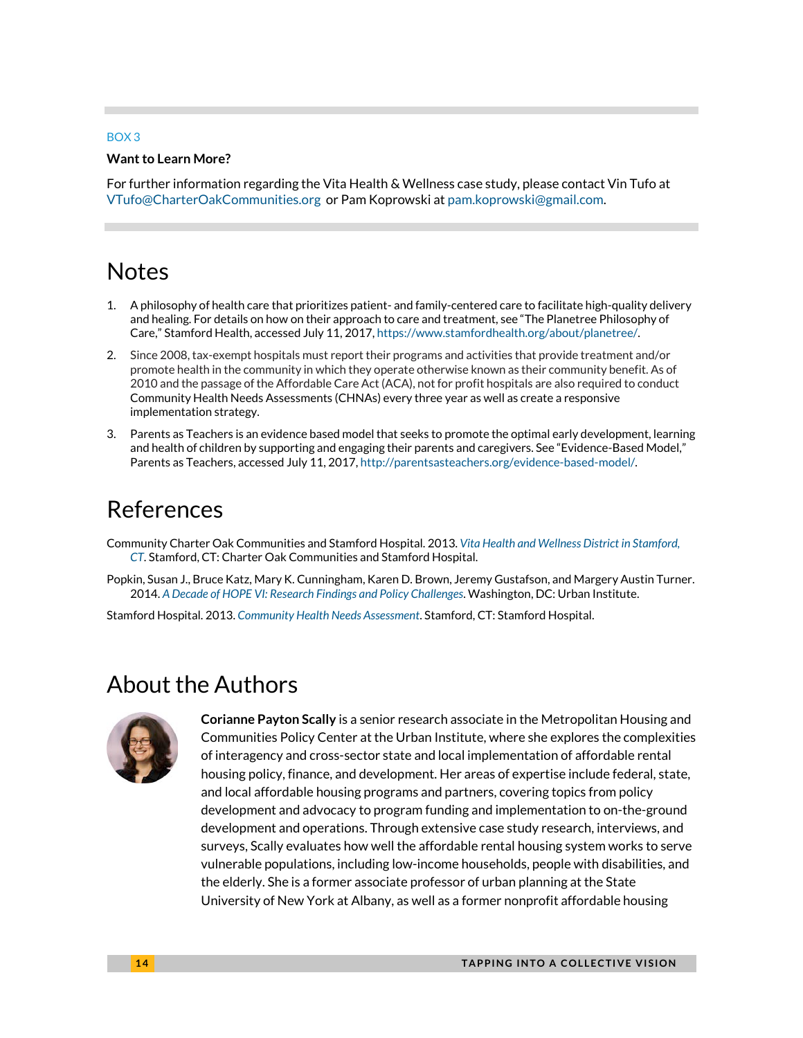BOX 3

**Want to Learn More?**

For further information regarding the Vita Health & Wellness case study, please contact Vin Tufo at VTufo@CharterOakCommunities.org or Pam Koprowski at pam.koprowski@gmail.com.

# Notes

1. A philosophy of health care that prioritizes patient- and family-centered care to facilitate high-quality delivery and healing. For details on how on their approach to care and treatment, see "The Planetree Philosophy of Care," Stamford Health, accessed July 11, 2017, https://www.stamfordhealth.org/about/planetree/.
2. Since 2008, tax-exempt hospitals must report their programs and activities that provide treatment and/or promote health in the community in which they operate otherwise known as their community benefit. As of 2010 and the passage of the Affordable Care Act (ACA), not for profit hospitals are also required to conduct Community Health Needs Assessments (CHNAs) every three year as well as create a responsive implementation strategy.
3. Parents as Teachers is an evidence based model that seeks to promote the optimal early development, learning and health of children by supporting and engaging their parents and caregivers. See "Evidence-Based Model," Parents as Teachers, accessed July 11, 2017, http://parentsasteachers.org/evidence-based-model/.

# References

Community Charter Oak Communities and Stamford Hospital. 2013. *Vita Health and Wellness District in Stamford, CT*. Stamford, CT: Charter Oak Communities and Stamford Hospital.

Popkin, Susan J., Bruce Katz, Mary K. Cunningham, Karen D. Brown, Jeremy Gustafson, and Margery Austin Turner. 2014. *A Decade of HOPE VI: Research Findings and Policy Challenges*. Washington, DC: Urban Institute.

Stamford Hospital. 2013. *Community Health Needs Assessment*. Stamford, CT: Stamford Hospital.

# About the Authors

**Corianne Payton Scally** is a senior research associate in the Metropolitan Housing and Communities Policy Center at the Urban Institute, where she explores the complexities of interagency and cross-sector state and local implementation of affordable rental housing policy, finance, and development. Her areas of expertise include federal, state, and local affordable housing programs and partners, covering topics from policy development and advocacy to program funding and implementation to on-the-ground development and operations. Through extensive case study research, interviews, and surveys, Scally evaluates how well the affordable rental housing system works to serve vulnerable populations, including low-income households, people with disabilities, and the elderly. She is a former associate professor of urban planning at the State University of New York at Albany, as well as a former nonprofit affordable housing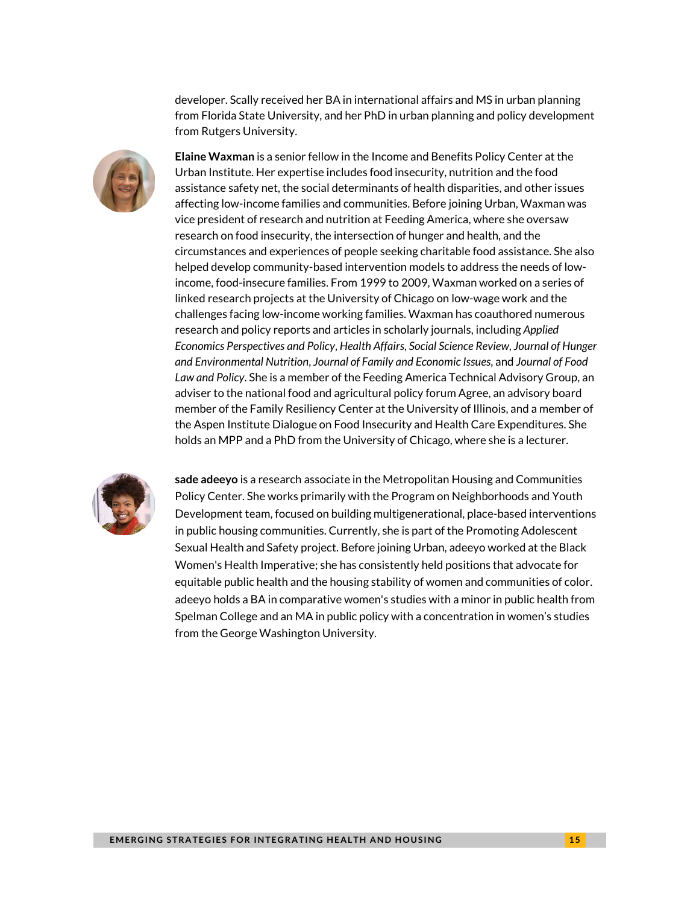developer. Scally received her BA in international affairs and MS in urban planning from Florida State University, and her PhD in urban planning and policy development from Rutgers University.

**Elaine Waxman** is a senior fellow in the Income and Benefits Policy Center at the Urban Institute. Her expertise includes food insecurity, nutrition and the food assistance safety net, the social determinants of health disparities, and other issues affecting low-income families and communities. Before joining Urban, Waxman was vice president of research and nutrition at Feeding America, where she oversaw research on food insecurity, the intersection of hunger and health, and the circumstances and experiences of people seeking charitable food assistance. She also helped develop community-based intervention models to address the needs of low-income, food-insecure families. From 1999 to 2009, Waxman worked on a series of linked research projects at the University of Chicago on low-wage work and the challenges facing low-income working families. Waxman has coauthored numerous research and policy reports and articles in scholarly journals, including *Applied Economics Perspectives and Policy*, *Health Affairs*, *Social Science Review*, *Journal of Hunger and Environmental Nutrition*, *Journal of Family and Economic Issues*, and *Journal of Food Law and Policy*. She is a member of the Feeding America Technical Advisory Group, an adviser to the national food and agricultural policy forum Agree, an advisory board member of the Family Resiliency Center at the University of Illinois, and a member of the Aspen Institute Dialogue on Food Insecurity and Health Care Expenditures. She holds an MPP and a PhD from the University of Chicago, where she is a lecturer.

**sade adeeyo** is a research associate in the Metropolitan Housing and Communities Policy Center. She works primarily with the Program on Neighborhoods and Youth Development team, focused on building multigenerational, place-based interventions in public housing communities. Currently, she is part of the Promoting Adolescent Sexual Health and Safety project. Before joining Urban, adeeyo worked at the Black Women's Health Imperative; she has consistently held positions that advocate for equitable public health and the housing stability of women and communities of color. adeeyo holds a BA in comparative women's studies with a minor in public health from Spelman College and an MA in public policy with a concentration in women's studies from the George Washington University.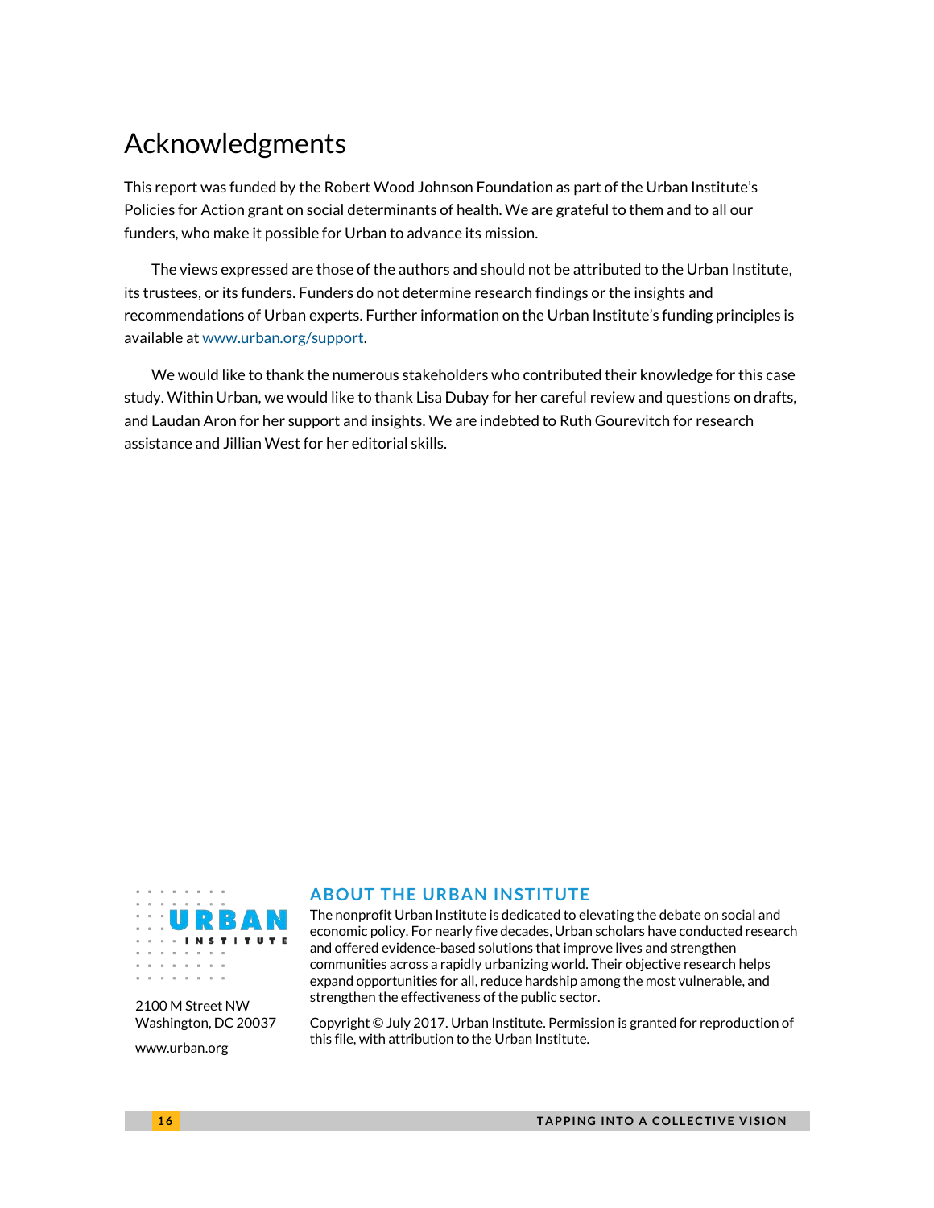# Acknowledgments

This report was funded by the Robert Wood Johnson Foundation as part of the Urban Institute's Policies for Action grant on social determinants of health. We are grateful to them and to all our funders, who make it possible for Urban to advance its mission.

The views expressed are those of the authors and should not be attributed to the Urban Institute, its trustees, or its funders. Funders do not determine research findings or the insights and recommendations of Urban experts. Further information on the Urban Institute's funding principles is available at www.urban.org/support.

We would like to thank the numerous stakeholders who contributed their knowledge for this case study. Within Urban, we would like to thank Lisa Dubay for her careful review and questions on drafts, and Laudan Aron for her support and insights. We are indebted to Ruth Gourevitch for research assistance and Jillian West for her editorial skills.

URBAN INSTITUTE

2100 M Street NW
Washington, DC 20037

www.urban.org

## ABOUT THE URBAN INSTITUTE

The nonprofit Urban Institute is dedicated to elevating the debate on social and economic policy. For nearly five decades, Urban scholars have conducted research and offered evidence-based solutions that improve lives and strengthen communities across a rapidly urbanizing world. Their objective research helps expand opportunities for all, reduce hardship among the most vulnerable, and strengthen the effectiveness of the public sector.

Copyright © July 2017. Urban Institute. Permission is granted for reproduction of this file, with attribution to the Urban Institute.